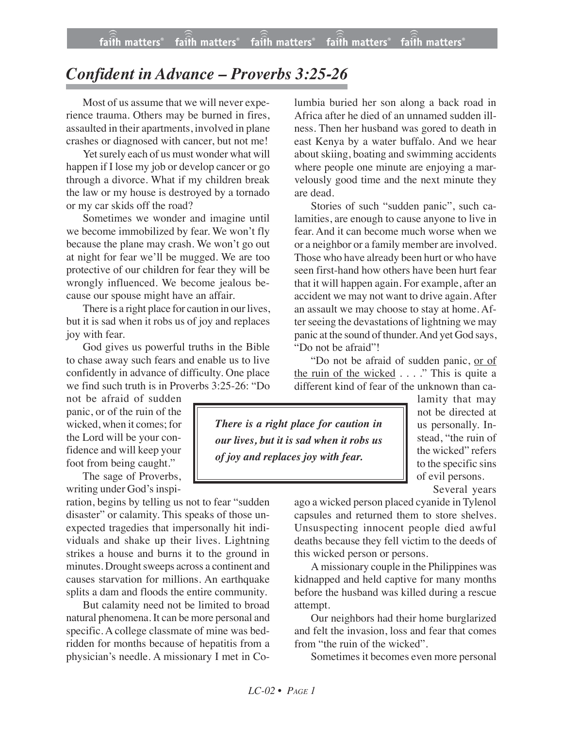# *Confident in Advance – Proverbs 3:25-26*

Most of us assume that we will never experience trauma. Others may be burned in fires, assaulted in their apartments, involved in plane crashes or diagnosed with cancer, but not me!

Yet surely each of us must wonder what will happen if I lose my job or develop cancer or go through a divorce. What if my children break the law or my house is destroyed by a tornado or my car skids off the road?

Sometimes we wonder and imagine until we become immobilized by fear. We won't fly because the plane may crash. We won't go out at night for fear we'll be mugged. We are too protective of our children for fear they will be wrongly influenced. We become jealous because our spouse might have an affair.

There is a right place for caution in our lives, but it is sad when it robs us of joy and replaces joy with fear.

God gives us powerful truths in the Bible to chase away such fears and enable us to live confidently in advance of difficulty. One place we find such truth is in Proverbs 3:25-26: "Do not be afraid of sudden panic, or of the ruin of the wicked, when it comes; for the Lord will be your confidence and will keep your foot from being caught."

The sage of Proverbs, writing under God's inspiration, begins by telling us not to fear "sudden disaster" or calamity. This speaks of those unexpected tragedies that impersonally hit individuals and shake up their lives. Lightning strikes a house and burns it to the ground in minutes. Drought sweeps across a continent and causes starvation for millions. An earthquake splits a dam and floods the entire community.

But calamity need not be limited to broad natural phenomena. It can be more personal and specific. A college classmate of mine was bedridden for months because of hepatitis from a physician's needle. A missionary I met in Columbia buried her son along a back road in Africa after he died of an unnamed sudden illness. Then her husband was gored to death in east Kenya by a water buffalo. And we hear about skiing, boating and swimming accidents where people one minute are enjoying a marvelously good time and the next minute they are dead.

Stories of such "sudden panic", such calamities, are enough to cause anyone to live in fear. And it can become much worse when we or a neighbor or a family member are involved. Those who have already been hurt or who have seen first-hand how others have been hurt fear that it will happen again. For example, after an accident we may not want to drive again. After an assault we may choose to stay at home. After seeing the devastations of lightning we may panic at the sound of thunder. And yet God says, "Do not be afraid"!

"Do not be afraid of sudden panic, <u>or of the ruin of the wicked</u> . . . ." This is quite a different kind of fear of the unknown than calamity that may not be directed at us personally. Instead, "the ruin of the wicked" refers to the specific sins of evil persons.

> ***There is a right place for caution in our lives, but it is sad when it robs us of joy and replaces joy with fear.***

Several years ago a wicked person placed cyanide in Tylenol capsules and returned them to store shelves. Unsuspecting innocent people died awful deaths because they fell victim to the deeds of this wicked person or persons.

A missionary couple in the Philippines was kidnapped and held captive for many months before the husband was killed during a rescue attempt.

Our neighbors had their home burglarized and felt the invasion, loss and fear that comes from "the ruin of the wicked".

Sometimes it becomes even more personal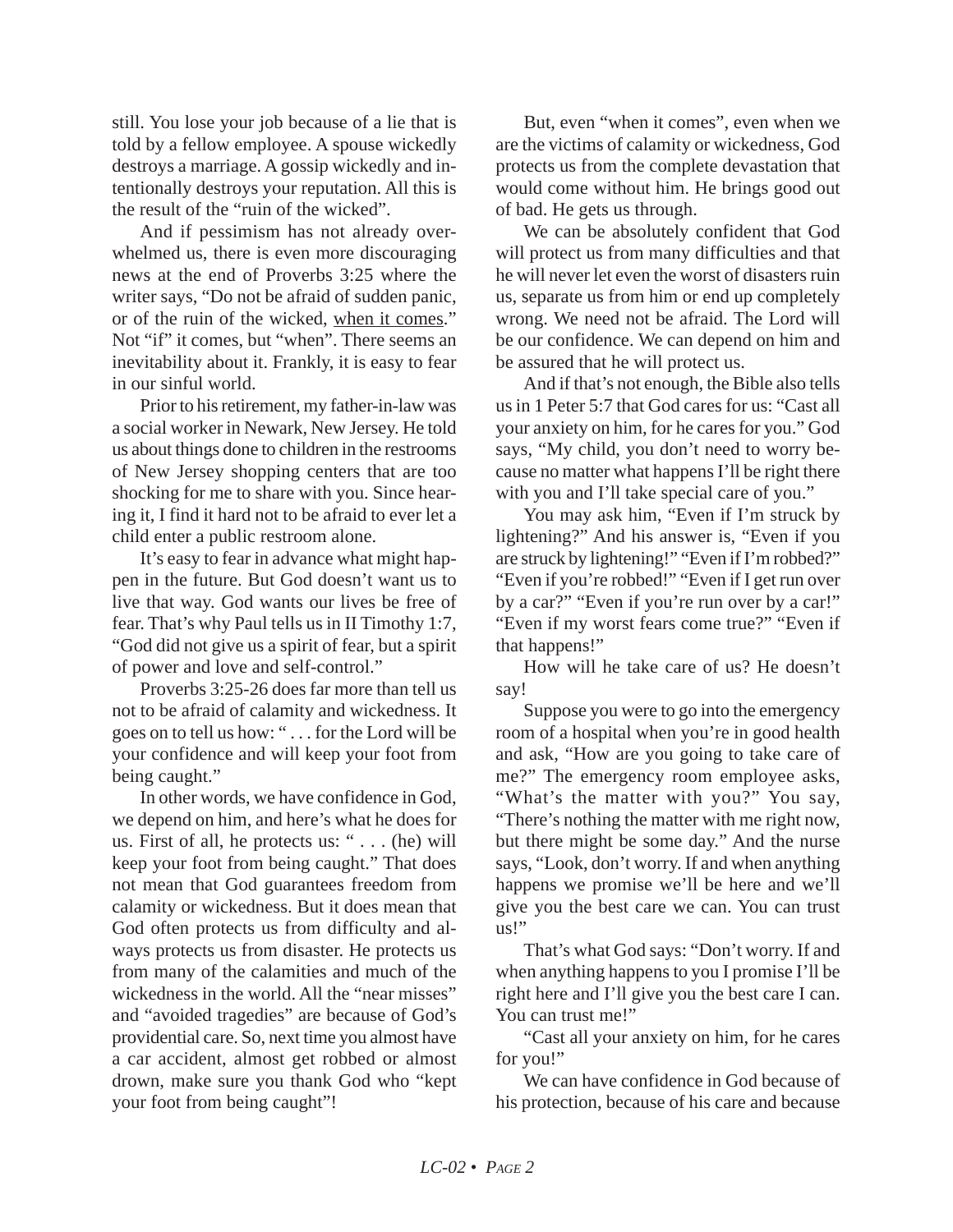still. You lose your job because of a lie that is told by a fellow employee. A spouse wickedly destroys a marriage. A gossip wickedly and intentionally destroys your reputation. All this is the result of the "ruin of the wicked".

And if pessimism has not already overwhelmed us, there is even more discouraging news at the end of Proverbs 3:25 where the writer says, "Do not be afraid of sudden panic, or of the ruin of the wicked, <u>when it comes</u>." Not "if" it comes, but "when". There seems an inevitability about it. Frankly, it is easy to fear in our sinful world.

Prior to his retirement, my father-in-law was a social worker in Newark, New Jersey. He told us about things done to children in the restrooms of New Jersey shopping centers that are too shocking for me to share with you. Since hearing it, I find it hard not to be afraid to ever let a child enter a public restroom alone.

It's easy to fear in advance what might happen in the future. But God doesn't want us to live that way. God wants our lives be free of fear. That's why Paul tells us in II Timothy 1:7, "God did not give us a spirit of fear, but a spirit of power and love and self-control."

Proverbs 3:25-26 does far more than tell us not to be afraid of calamity and wickedness. It goes on to tell us how: " . . . for the Lord will be your confidence and will keep your foot from being caught."

In other words, we have confidence in God, we depend on him, and here's what he does for us. First of all, he protects us: " . . . (he) will keep your foot from being caught." That does not mean that God guarantees freedom from calamity or wickedness. But it does mean that God often protects us from difficulty and always protects us from disaster. He protects us from many of the calamities and much of the wickedness in the world. All the "near misses" and "avoided tragedies" are because of God's providential care. So, next time you almost have a car accident, almost get robbed or almost drown, make sure you thank God who "kept your foot from being caught"!

But, even "when it comes", even when we are the victims of calamity or wickedness, God protects us from the complete devastation that would come without him. He brings good out of bad. He gets us through.

We can be absolutely confident that God will protect us from many difficulties and that he will never let even the worst of disasters ruin us, separate us from him or end up completely wrong. We need not be afraid. The Lord will be our confidence. We can depend on him and be assured that he will protect us.

And if that's not enough, the Bible also tells us in 1 Peter 5:7 that God cares for us: "Cast all your anxiety on him, for he cares for you." God says, "My child, you don't need to worry because no matter what happens I'll be right there with you and I'll take special care of you."

You may ask him, "Even if I'm struck by lightening?" And his answer is, "Even if you are struck by lightening!" "Even if I'm robbed?" "Even if you're robbed!" "Even if I get run over by a car?" "Even if you're run over by a car!" "Even if my worst fears come true?" "Even if that happens!"

How will he take care of us? He doesn't say!

Suppose you were to go into the emergency room of a hospital when you're in good health and ask, "How are you going to take care of me?" The emergency room employee asks, "What's the matter with you?" You say, "There's nothing the matter with me right now, but there might be some day." And the nurse says, "Look, don't worry. If and when anything happens we promise we'll be here and we'll give you the best care we can. You can trust us!"

That's what God says: "Don't worry. If and when anything happens to you I promise I'll be right here and I'll give you the best care I can. You can trust me!"

"Cast all your anxiety on him, for he cares for you!"

We can have confidence in God because of his protection, because of his care and because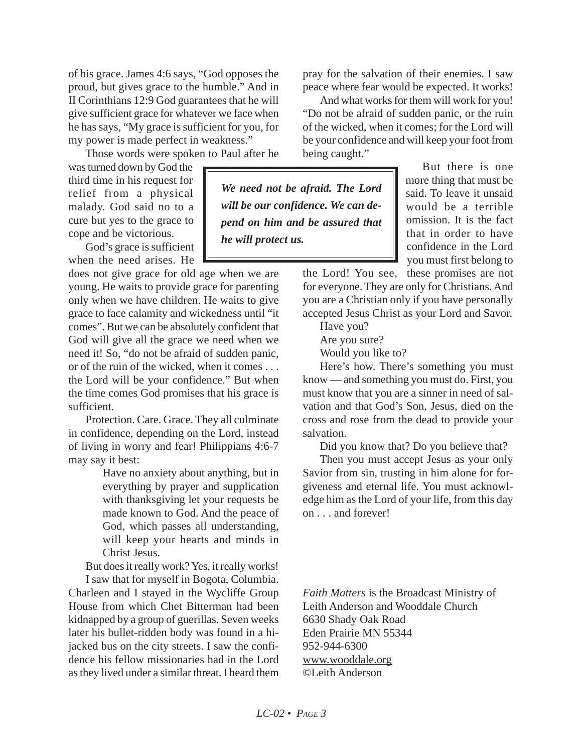of his grace. James 4:6 says, "God opposes the proud, but gives grace to the humble." And in II Corinthians 12:9 God guarantees that he will give sufficient grace for whatever we face when he has says, "My grace is sufficient for you, for my power is made perfect in weakness."

Those words were spoken to Paul after he was turned down by God the third time in his request for relief from a physical malady. God said no to a cure but yes to the grace to cope and be victorious.

God's grace is sufficient when the need arises. He does not give grace for old age when we are young. He waits to provide grace for parenting only when we have children. He waits to give grace to face calamity and wickedness until "it comes". But we can be absolutely confident that God will give all the grace we need when we need it! So, "do not be afraid of sudden panic, or of the ruin of the wicked, when it comes . . . the Lord will be your confidence." But when the time comes God promises that his grace is sufficient.

Protection. Care. Grace. They all culminate in confidence, depending on the Lord, instead of living in worry and fear! Philippians 4:6-7 may say it best:

> Have no anxiety about anything, but in everything by prayer and supplication with thanksgiving let your requests be made known to God. And the peace of God, which passes all understanding, will keep your hearts and minds in Christ Jesus.

But does it really work? Yes, it really works!

I saw that for myself in Bogota, Columbia. Charleen and I stayed in the Wycliffe Group House from which Chet Bitterman had been kidnapped by a group of guerillas. Seven weeks later his bullet-ridden body was found in a hijacked bus on the city streets. I saw the confidence his fellow missionaries had in the Lord as they lived under a similar threat. I heard them pray for the salvation of their enemies. I saw peace where fear would be expected. It works!

And what works for them will work for you! "Do not be afraid of sudden panic, or the ruin of the wicked, when it comes; for the Lord will be your confidence and will keep your foot from being caught."

***We need not be afraid. The Lord will be our confidence. We can depend on him and be assured that he will protect us.***

But there is one more thing that must be said. To leave it unsaid would be a terrible omission. It is the fact that in order to have confidence in the Lord you must first belong to the Lord! You see, these promises are not for everyone. They are only for Christians. And you are a Christian only if you have personally accepted Jesus Christ as your Lord and Savor.

Have you?

Are you sure?

Would you like to?

Here's how. There's something you must know — and something you must do. First, you must know that you are a sinner in need of salvation and that God's Son, Jesus, died on the cross and rose from the dead to provide your salvation.

Did you know that? Do you believe that?

Then you must accept Jesus as your only Savior from sin, trusting in him alone for forgiveness and eternal life. You must acknowledge him as the Lord of your life, from this day on . . . and forever!

*Faith Matters* is the Broadcast Ministry of
Leith Anderson and Wooddale Church
6630 Shady Oak Road
Eden Prairie MN 55344
952-944-6300
www.wooddale.org
©Leith Anderson